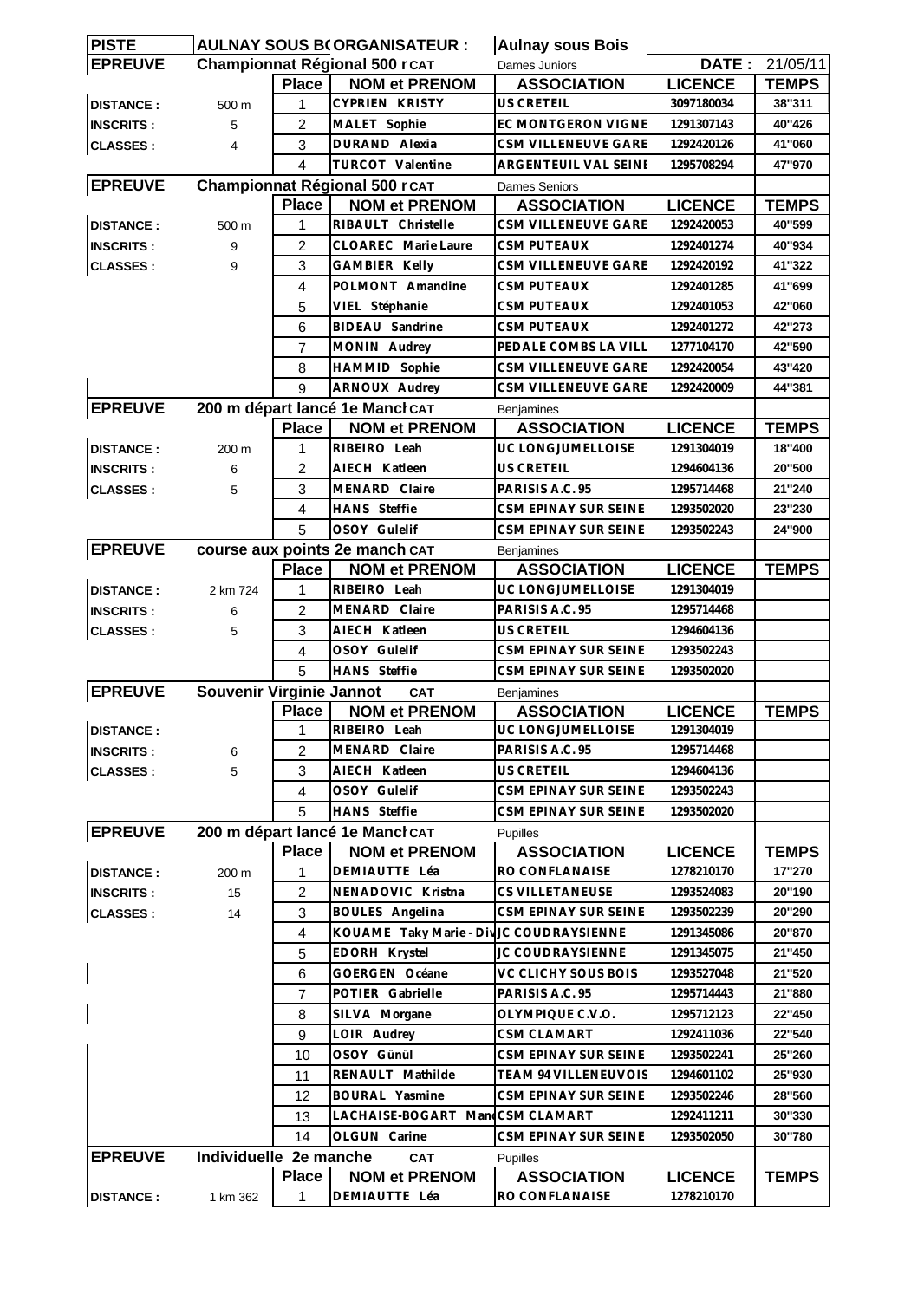| PISTE | AULNAY SOUS B( ORGANISATEUR : | | | Aulnay sous Bois | | |
|---|---|---|---|---|---|---|
| EPREUVE | Championnat Régional 500 r | | CAT | Dames Juniors | DATE : | 21/05/11 |
| | | Place | NOM et PRENOM | ASSOCIATION | LICENCE | TEMPS |
| DISTANCE : | 500 m | 1 | CYPRIEN KRISTY | US CRETEIL | 3097180034 | 38"311 |
| INSCRITS : | 5 | 2 | MALET Sophie | EC MONTGERON VIGNE | 1291307143 | 40"426 |
| CLASSES : | 4 | 3 | DURAND Alexia | CSM VILLENEUVE GARE | 1292420126 | 41"060 |
| | | 4 | TURCOT Valentine | ARGENTEUIL VAL SEINE | 1295708294 | 47"970 |
| EPREUVE | Championnat Régional 500 r | | CAT | Dames Seniors | | |
| | | Place | NOM et PRENOM | ASSOCIATION | LICENCE | TEMPS |
| DISTANCE : | 500 m | 1 | RIBAULT Christelle | CSM VILLENEUVE GARE | 1292420053 | 40"599 |
| INSCRITS : | 9 | 2 | CLOAREC Marie Laure | CSM PUTEAUX | 1292401274 | 40"934 |
| CLASSES : | 9 | 3 | GAMBIER Kelly | CSM VILLENEUVE GARE | 1292420192 | 41"322 |
| | | 4 | POLMONT Amandine | CSM PUTEAUX | 1292401285 | 41"699 |
| | | 5 | VIEL Stéphanie | CSM PUTEAUX | 1292401053 | 42"060 |
| | | 6 | BIDEAU Sandrine | CSM PUTEAUX | 1292401272 | 42"273 |
| | | 7 | MONIN Audrey | PEDALE COMBS LA VILL | 1277104170 | 42"590 |
| | | 8 | HAMMID Sophie | CSM VILLENEUVE GARE | 1292420054 | 43"420 |
| | | 9 | ARNOUX Audrey | CSM VILLENEUVE GARE | 1292420009 | 44"381 |
| EPREUVE | 200 m départ lancé 1e Mancl | | CAT | Benjamines | | |
| | | Place | NOM et PRENOM | ASSOCIATION | LICENCE | TEMPS |
| DISTANCE : | 200 m | 1 | RIBEIRO Leah | UC LONGJUMELLOISE | 1291304019 | 18"400 |
| INSCRITS : | 6 | 2 | AIECH Katleen | US CRETEIL | 1294604136 | 20"500 |
| CLASSES : | 5 | 3 | MENARD Claire | PARISIS A.C. 95 | 1295714468 | 21"240 |
| | | 4 | HANS Steffie | CSM EPINAY SUR SEINE | 1293502020 | 23"230 |
| | | 5 | OSOY Gulelif | CSM EPINAY SUR SEINE | 1293502243 | 24"900 |
| EPREUVE | course aux points 2e manch | | CAT | Benjamines | | |
| | | Place | NOM et PRENOM | ASSOCIATION | LICENCE | TEMPS |
| DISTANCE : | 2 km 724 | 1 | RIBEIRO Leah | UC LONGJUMELLOISE | 1291304019 | |
| INSCRITS : | 6 | 2 | MENARD Claire | PARISIS A.C. 95 | 1295714468 | |
| CLASSES : | 5 | 3 | AIECH Katleen | US CRETEIL | 1294604136 | |
| | | 4 | OSOY Gulelif | CSM EPINAY SUR SEINE | 1293502243 | |
| | | 5 | HANS Steffie | CSM EPINAY SUR SEINE | 1293502020 | |
| EPREUVE | Souvenir Virginie Jannot | | CAT | Benjamines | | |
| | | Place | NOM et PRENOM | ASSOCIATION | LICENCE | TEMPS |
| DISTANCE : | | 1 | RIBEIRO Leah | UC LONGJUMELLOISE | 1291304019 | |
| INSCRITS : | 6 | 2 | MENARD Claire | PARISIS A.C. 95 | 1295714468 | |
| CLASSES : | 5 | 3 | AIECH Katleen | US CRETEIL | 1294604136 | |
| | | 4 | OSOY Gulelif | CSM EPINAY SUR SEINE | 1293502243 | |
| | | 5 | HANS Steffie | CSM EPINAY SUR SEINE | 1293502020 | |
| EPREUVE | 200 m départ lancé 1e Mancl | | CAT | Pupilles | | |
| | | Place | NOM et PRENOM | ASSOCIATION | LICENCE | TEMPS |
| DISTANCE : | 200 m | 1 | DEMIAUTTE Léa | RO CONFLANAISE | 1278210170 | 17"270 |
| INSCRITS : | 15 | 2 | NENADOVIC Kristna | CS VILLETANEUSE | 1293524083 | 20"190 |
| CLASSES : | 14 | 3 | BOULES Angelina | CSM EPINAY SUR SEINE | 1293502239 | 20"290 |
| | | 4 | KOUAME Taky Marie - Div | JC COUDRAYSIENNE | 1291345086 | 20"870 |
| | | 5 | EDORH Krystel | JC COUDRAYSIENNE | 1291345075 | 21"450 |
| | | 6 | GOERGEN Océane | VC CLICHY SOUS BOIS | 1293527048 | 21"520 |
| | | 7 | POTIER Gabrielle | PARISIS A.C. 95 | 1295714443 | 21"880 |
| | | 8 | SILVA Morgane | OLYMPIQUE C.V.O. | 1295712123 | 22"450 |
| | | 9 | LOIR Audrey | CSM CLAMART | 1292411036 | 22"540 |
| | | 10 | OSOY Günül | CSM EPINAY SUR SEINE | 1293502241 | 25"260 |
| | | 11 | RENAULT Mathilde | TEAM 94 VILLENEUVOIS | 1294601102 | 25"930 |
| | | 12 | BOURAL Yasmine | CSM EPINAY SUR SEINE | 1293502246 | 28"560 |
| | | 13 | LACHAISE-BOGART Man | CSM CLAMART | 1292411211 | 30"330 |
| | | 14 | OLGUN Carine | CSM EPINAY SUR SEINE | 1293502050 | 30"780 |
| EPREUVE | Individuelle 2e manche | | CAT | Pupilles | | |
| | | Place | NOM et PRENOM | ASSOCIATION | LICENCE | TEMPS |
| DISTANCE : | 1 km 362 | 1 | DEMIAUTTE Léa | RO CONFLANAISE | 1278210170 | |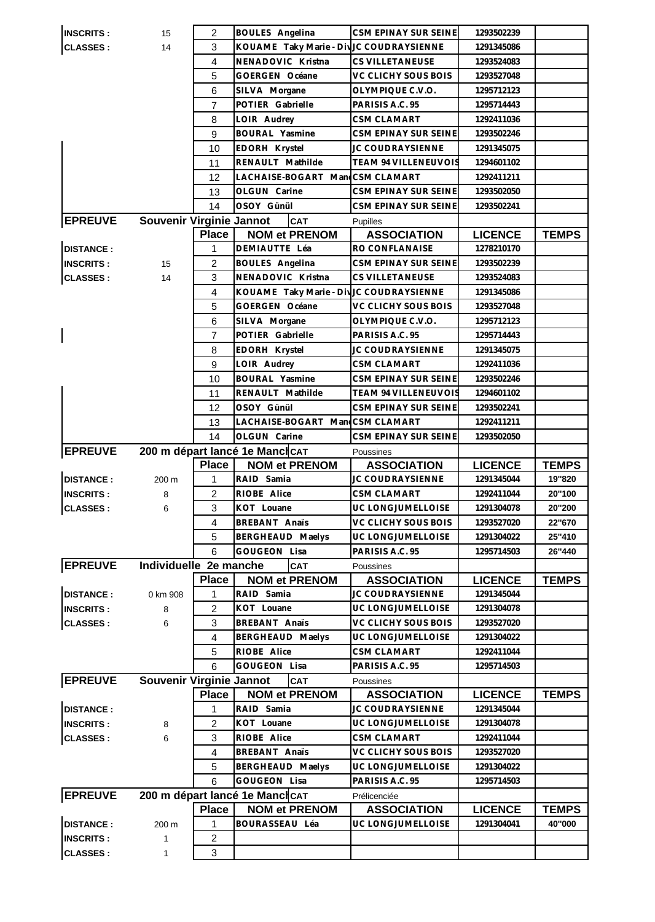| | | Place | NOM et PRENOM | ASSOCIATION | LICENCE | TEMPS |
|---|---|---|---|---|---|---|
| INSCRITS : | 15 | 2 | BOULES Angelina | CSM EPINAY SUR SEINE | 1293502239 | |
| CLASSES : | 14 | 3 | KOUAME Taky Marie - Div | JC COUDRAYSIENNE | 1291345086 | |
| | | 4 | NENADOVIC Kristna | CS VILLETANEUSE | 1293524083 | |
| | | 5 | GOERGEN Océane | VC CLICHY SOUS BOIS | 1293527048 | |
| | | 6 | SILVA Morgane | OLYMPIQUE C.V.O. | 1295712123 | |
| | | 7 | POTIER Gabrielle | PARISIS A.C. 95 | 1295714443 | |
| | | 8 | LOIR Audrey | CSM CLAMART | 1292411036 | |
| | | 9 | BOURAL Yasmine | CSM EPINAY SUR SEINE | 1293502246 | |
| | | 10 | EDORH Krystel | JC COUDRAYSIENNE | 1291345075 | |
| | | 11 | RENAULT Mathilde | TEAM 94 VILLENEUVOIS | 1294601102 | |
| | | 12 | LACHAISE-BOGART Man | CSM CLAMART | 1292411211 | |
| | | 13 | OLGUN Carine | CSM EPINAY SUR SEINE | 1293502050 | |
| | | 14 | OSOY Günül | CSM EPINAY SUR SEINE | 1293502241 | |

| EPREUVE | Souvenir Virginie Jannot | CAT | Pupilles | | | |
|---|---|---|---|---|---|---|
| | | Place | NOM et PRENOM | ASSOCIATION | LICENCE | TEMPS |
| DISTANCE : | | 1 | DEMIAUTTE Léa | RO CONFLANAISE | 1278210170 | |
| INSCRITS : | 15 | 2 | BOULES Angelina | CSM EPINAY SUR SEINE | 1293502239 | |
| CLASSES : | 14 | 3 | NENADOVIC Kristna | CS VILLETANEUSE | 1293524083 | |
| | | 4 | KOUAME Taky Marie - Div | JC COUDRAYSIENNE | 1291345086 | |
| | | 5 | GOERGEN Océane | VC CLICHY SOUS BOIS | 1293527048 | |
| | | 6 | SILVA Morgane | OLYMPIQUE C.V.O. | 1295712123 | |
| | | 7 | POTIER Gabrielle | PARISIS A.C. 95 | 1295714443 | |
| | | 8 | EDORH Krystel | JC COUDRAYSIENNE | 1291345075 | |
| | | 9 | LOIR Audrey | CSM CLAMART | 1292411036 | |
| | | 10 | BOURAL Yasmine | CSM EPINAY SUR SEINE | 1293502246 | |
| | | 11 | RENAULT Mathilde | TEAM 94 VILLENEUVOIS | 1294601102 | |
| | | 12 | OSOY Günül | CSM EPINAY SUR SEINE | 1293502241 | |
| | | 13 | LACHAISE-BOGART Man | CSM CLAMART | 1292411211 | |
| | | 14 | OLGUN Carine | CSM EPINAY SUR SEINE | 1293502050 | |

| EPREUVE | 200 m départ lancé 1e Manch | CAT | Poussines | | | |
|---|---|---|---|---|---|---|
| | | Place | NOM et PRENOM | ASSOCIATION | LICENCE | TEMPS |
| DISTANCE : | 200 m | 1 | RAID Samia | JC COUDRAYSIENNE | 1291345044 | 19"820 |
| INSCRITS : | 8 | 2 | RIOBE Alice | CSM CLAMART | 1292411044 | 20"100 |
| CLASSES : | 6 | 3 | KOT Louane | UC LONGJUMELLOISE | 1291304078 | 20"200 |
| | | 4 | BREBANT Anaïs | VC CLICHY SOUS BOIS | 1293527020 | 22"670 |
| | | 5 | BERGHEAUD Maelys | UC LONGJUMELLOISE | 1291304022 | 25"410 |
| | | 6 | GOUGEON Lisa | PARISIS A.C. 95 | 1295714503 | 26"440 |

| EPREUVE | Individuelle 2e manche | CAT | Poussines | | | |
|---|---|---|---|---|---|---|
| | | Place | NOM et PRENOM | ASSOCIATION | LICENCE | TEMPS |
| DISTANCE : | 0 km 908 | 1 | RAID Samia | JC COUDRAYSIENNE | 1291345044 | |
| INSCRITS : | 8 | 2 | KOT Louane | UC LONGJUMELLOISE | 1291304078 | |
| CLASSES : | 6 | 3 | BREBANT Anaïs | VC CLICHY SOUS BOIS | 1293527020 | |
| | | 4 | BERGHEAUD Maelys | UC LONGJUMELLOISE | 1291304022 | |
| | | 5 | RIOBE Alice | CSM CLAMART | 1292411044 | |
| | | 6 | GOUGEON Lisa | PARISIS A.C. 95 | 1295714503 | |

| EPREUVE | Souvenir Virginie Jannot | CAT | Poussines | | | |
|---|---|---|---|---|---|---|
| | | Place | NOM et PRENOM | ASSOCIATION | LICENCE | TEMPS |
| DISTANCE : | | 1 | RAID Samia | JC COUDRAYSIENNE | 1291345044 | |
| INSCRITS : | 8 | 2 | KOT Louane | UC LONGJUMELLOISE | 1291304078 | |
| CLASSES : | 6 | 3 | RIOBE Alice | CSM CLAMART | 1292411044 | |
| | | 4 | BREBANT Anaïs | VC CLICHY SOUS BOIS | 1293527020 | |
| | | 5 | BERGHEAUD Maelys | UC LONGJUMELLOISE | 1291304022 | |
| | | 6 | GOUGEON Lisa | PARISIS A.C. 95 | 1295714503 | |

| EPREUVE | 200 m départ lancé 1e Manch | CAT | Prélicenciée | | | |
|---|---|---|---|---|---|---|
| | | Place | NOM et PRENOM | ASSOCIATION | LICENCE | TEMPS |
| DISTANCE : | 200 m | 1 | BOURASSEAU Léa | UC LONGJUMELLOISE | 1291304041 | 40"000 |
| INSCRITS : | 1 | 2 | | | | |
| CLASSES : | 1 | 3 | | | | |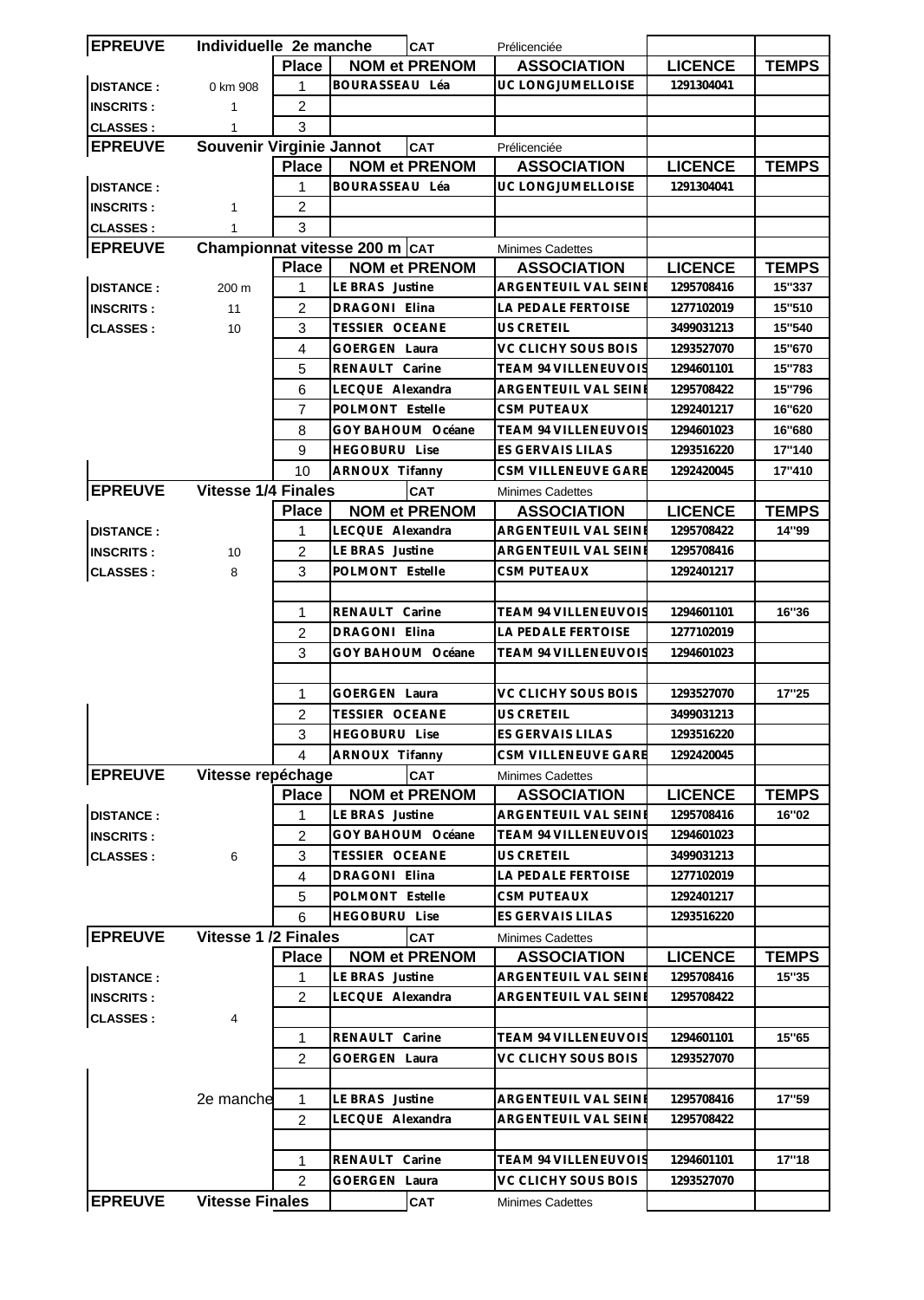| EPREUVE | Individuelle 2e manche | | CAT | Prélicenciée | | |
|---|---|---|---|---|---|---|
| | | Place | NOM et PRENOM | ASSOCIATION | LICENCE | TEMPS |
| DISTANCE : | 0 km 908 | 1 | BOURASSEAU Léa | UC LONGJUMELLOISE | 1291304041 | |
| INSCRITS : | 1 | 2 | | | | |
| CLASSES : | 1 | 3 | | | | |

| EPREUVE | Souvenir Virginie Jannot | | CAT | Prélicenciée | | |
|---|---|---|---|---|---|---|
| | | Place | NOM et PRENOM | ASSOCIATION | LICENCE | TEMPS |
| DISTANCE : | | 1 | BOURASSEAU Léa | UC LONGJUMELLOISE | 1291304041 | |
| INSCRITS : | 1 | 2 | | | | |
| CLASSES : | 1 | 3 | | | | |

| EPREUVE | Championnat vitesse 200 m | | CAT | Minimes Cadettes | | |
|---|---|---|---|---|---|---|
| | | Place | NOM et PRENOM | ASSOCIATION | LICENCE | TEMPS |
| DISTANCE : | 200 m | 1 | LE BRAS Justine | ARGENTEUIL VAL SEINE | 1295708416 | 15''337 |
| INSCRITS : | 11 | 2 | DRAGONI Elina | LA PEDALE FERTOISE | 1277102019 | 15''510 |
| CLASSES : | 10 | 3 | TESSIER OCEANE | US CRETEIL | 3499031213 | 15''540 |
| | | 4 | GOERGEN Laura | VC CLICHY SOUS BOIS | 1293527070 | 15''670 |
| | | 5 | RENAULT Carine | TEAM 94 VILLENEUVOIS | 1294601101 | 15''783 |
| | | 6 | LECQUE Alexandra | ARGENTEUIL VAL SEINE | 1295708422 | 15''796 |
| | | 7 | POLMONT Estelle | CSM PUTEAUX | 1292401217 | 16''620 |
| | | 8 | GOY BAHOUM Océane | TEAM 94 VILLENEUVOIS | 1294601023 | 16''680 |
| | | 9 | HEGOBURU Lise | ES GERVAIS LILAS | 1293516220 | 17''140 |
| | | 10 | ARNOUX Tifanny | CSM VILLENEUVE GARE | 1292420045 | 17''410 |

| EPREUVE | Vitesse 1/4 Finales | | CAT | Minimes Cadettes | | |
|---|---|---|---|---|---|---|
| | | Place | NOM et PRENOM | ASSOCIATION | LICENCE | TEMPS |
| DISTANCE : | | 1 | LECQUE Alexandra | ARGENTEUIL VAL SEINE | 1295708422 | 14''99 |
| INSCRITS : | 10 | 2 | LE BRAS Justine | ARGENTEUIL VAL SEINE | 1295708416 | |
| CLASSES : | 8 | 3 | POLMONT Estelle | CSM PUTEAUX | 1292401217 | |
| | | | | | | |
| | | 1 | RENAULT Carine | TEAM 94 VILLENEUVOIS | 1294601101 | 16''36 |
| | | 2 | DRAGONI Elina | LA PEDALE FERTOISE | 1277102019 | |
| | | 3 | GOY BAHOUM Océane | TEAM 94 VILLENEUVOIS | 1294601023 | |
| | | | | | | |
| | | 1 | GOERGEN Laura | VC CLICHY SOUS BOIS | 1293527070 | 17''25 |
| | | 2 | TESSIER OCEANE | US CRETEIL | 3499031213 | |
| | | 3 | HEGOBURU Lise | ES GERVAIS LILAS | 1293516220 | |
| | | 4 | ARNOUX Tifanny | CSM VILLENEUVE GARE | 1292420045 | |

| EPREUVE | Vitesse repéchage | | CAT | Minimes Cadettes | | |
|---|---|---|---|---|---|---|
| | | Place | NOM et PRENOM | ASSOCIATION | LICENCE | TEMPS |
| DISTANCE : | | 1 | LE BRAS Justine | ARGENTEUIL VAL SEINE | 1295708416 | 16''02 |
| INSCRITS : | | 2 | GOY BAHOUM Océane | TEAM 94 VILLENEUVOIS | 1294601023 | |
| CLASSES : | 6 | 3 | TESSIER OCEANE | US CRETEIL | 3499031213 | |
| | | 4 | DRAGONI Elina | LA PEDALE FERTOISE | 1277102019 | |
| | | 5 | POLMONT Estelle | CSM PUTEAUX | 1292401217 | |
| | | 6 | HEGOBURU Lise | ES GERVAIS LILAS | 1293516220 | |

| EPREUVE | Vitesse 1 /2 Finales | | CAT | Minimes Cadettes | | |
|---|---|---|---|---|---|---|
| | | Place | NOM et PRENOM | ASSOCIATION | LICENCE | TEMPS |
| DISTANCE : | | 1 | LE BRAS Justine | ARGENTEUIL VAL SEINE | 1295708416 | 15''35 |
| INSCRITS : | | 2 | LECQUE Alexandra | ARGENTEUIL VAL SEINE | 1295708422 | |
| CLASSES : | 4 | | | | | |
| | | 1 | RENAULT Carine | TEAM 94 VILLENEUVOIS | 1294601101 | 15''65 |
| | | 2 | GOERGEN Laura | VC CLICHY SOUS BOIS | 1293527070 | |
| | | | | | | |
| | 2e manche | 1 | LE BRAS Justine | ARGENTEUIL VAL SEINE | 1295708416 | 17''59 |
| | | 2 | LECQUE Alexandra | ARGENTEUIL VAL SEINE | 1295708422 | |
| | | | | | | |
| | | 1 | RENAULT Carine | TEAM 94 VILLENEUVOIS | 1294601101 | 17''18 |
| | | 2 | GOERGEN Laura | VC CLICHY SOUS BOIS | 1293527070 | |

| EPREUVE | Vitesse Finales | | CAT | Minimes Cadettes | | |
|---|---|---|---|---|---|---|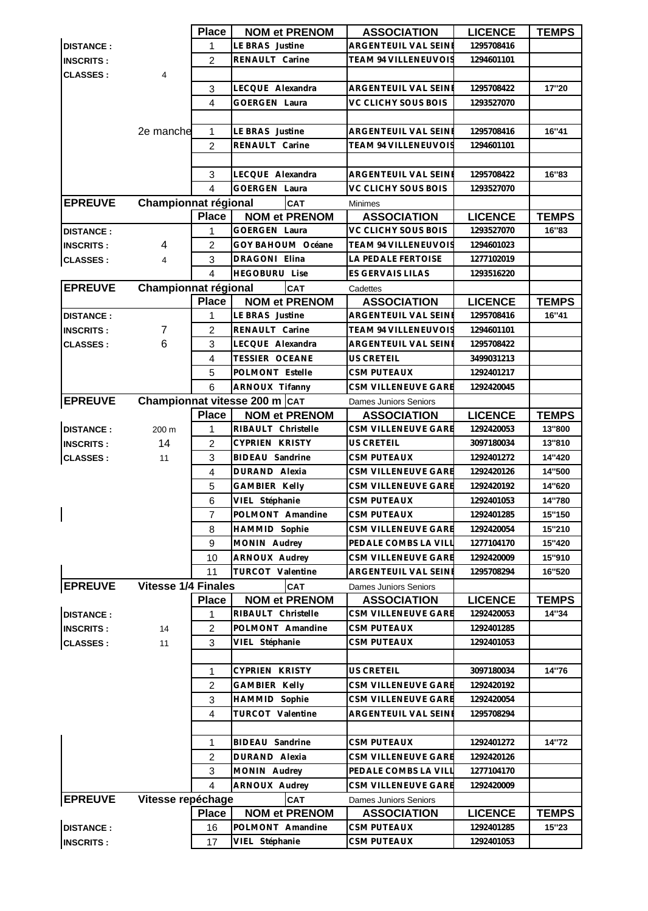| | | Place | NOM et PRENOM | | ASSOCIATION | LICENCE | TEMPS |
|---|---|---|---|---|---|---|---|
| DISTANCE : | | 1 | LE BRAS Justine | | ARGENTEUIL VAL SEINE | 1295708416 | |
| INSCRITS : | | 2 | RENAULT Carine | | TEAM 94 VILLENEUVOIS | 1294601101 | |
| CLASSES : | 4 | | | | | | |
| | | 3 | LECQUE Alexandra | | ARGENTEUIL VAL SEINE | 1295708422 | 17"20 |
| | | 4 | GOERGEN Laura | | VC CLICHY SOUS BOIS | 1293527070 | |
| | | | | | | | |
| | 2e manche | 1 | LE BRAS Justine | | ARGENTEUIL VAL SEINE | 1295708416 | 16"41 |
| | | 2 | RENAULT Carine | | TEAM 94 VILLENEUVOIS | 1294601101 | |
| | | | | | | | |
| | | 3 | LECQUE Alexandra | | ARGENTEUIL VAL SEINE | 1295708422 | 16"83 |
| | | 4 | GOERGEN Laura | | VC CLICHY SOUS BOIS | 1293527070 | |
| **EPREUVE** | **Championnat régional** | | | **CAT** | Minimes | | |
| | | **Place** | **NOM et PRENOM** | | **ASSOCIATION** | **LICENCE** | **TEMPS** |
| DISTANCE : | | 1 | GOERGEN Laura | | VC CLICHY SOUS BOIS | 1293527070 | 16"83 |
| INSCRITS : | 4 | 2 | GOY BAHOUM Océane | | TEAM 94 VILLENEUVOIS | 1294601023 | |
| CLASSES : | 4 | 3 | DRAGONI Elina | | LA PEDALE FERTOISE | 1277102019 | |
| | | 4 | HEGOBURU Lise | | ES GERVAIS LILAS | 1293516220 | |
| **EPREUVE** | **Championnat régional** | | | **CAT** | Cadettes | | |
| | | **Place** | **NOM et PRENOM** | | **ASSOCIATION** | **LICENCE** | **TEMPS** |
| DISTANCE : | | 1 | LE BRAS Justine | | ARGENTEUIL VAL SEINE | 1295708416 | 16"41 |
| INSCRITS : | 7 | 2 | RENAULT Carine | | TEAM 94 VILLENEUVOIS | 1294601101 | |
| CLASSES : | 6 | 3 | LECQUE Alexandra | | ARGENTEUIL VAL SEINE | 1295708422 | |
| | | 4 | TESSIER OCEANE | | US CRETEIL | 3499031213 | |
| | | 5 | POLMONT Estelle | | CSM PUTEAUX | 1292401217 | |
| | | 6 | ARNOUX Tifanny | | CSM VILLENEUVE GARE | 1292420045 | |
| **EPREUVE** | **Championnat vitesse 200 m** | | | **CAT** | Dames Juniors Seniors | | |
| | | **Place** | **NOM et PRENOM** | | **ASSOCIATION** | **LICENCE** | **TEMPS** |
| DISTANCE : | 200 m | 1 | RIBAULT Christelle | | CSM VILLENEUVE GARE | 1292420053 | 13"800 |
| INSCRITS : | 14 | 2 | CYPRIEN KRISTY | | US CRETEIL | 3097180034 | 13"810 |
| CLASSES : | 11 | 3 | BIDEAU Sandrine | | CSM PUTEAUX | 1292401272 | 14"420 |
| | | 4 | DURAND Alexia | | CSM VILLENEUVE GARE | 1292420126 | 14"500 |
| | | 5 | GAMBIER Kelly | | CSM VILLENEUVE GARE | 1292420192 | 14"620 |
| | | 6 | VIEL Stéphanie | | CSM PUTEAUX | 1292401053 | 14"780 |
| | | 7 | POLMONT Amandine | | CSM PUTEAUX | 1292401285 | 15"150 |
| | | 8 | HAMMID Sophie | | CSM VILLENEUVE GARE | 1292420054 | 15"210 |
| | | 9 | MONIN Audrey | | PEDALE COMBS LA VILL | 1277104170 | 15"420 |
| | | 10 | ARNOUX Audrey | | CSM VILLENEUVE GARE | 1292420009 | 15"910 |
| | | 11 | TURCOT Valentine | | ARGENTEUIL VAL SEINE | 1295708294 | 16"520 |
| **EPREUVE** | **Vitesse 1/4 Finales** | | | **CAT** | Dames Juniors Seniors | | |
| | | **Place** | **NOM et PRENOM** | | **ASSOCIATION** | **LICENCE** | **TEMPS** |
| DISTANCE : | | 1 | RIBAULT Christelle | | CSM VILLENEUVE GARE | 1292420053 | 14"34 |
| INSCRITS : | 14 | 2 | POLMONT Amandine | | CSM PUTEAUX | 1292401285 | |
| CLASSES : | 11 | 3 | VIEL Stéphanie | | CSM PUTEAUX | 1292401053 | |
| | | | | | | | |
| | | 1 | CYPRIEN KRISTY | | US CRETEIL | 3097180034 | 14"76 |
| | | 2 | GAMBIER Kelly | | CSM VILLENEUVE GARE | 1292420192 | |
| | | 3 | HAMMID Sophie | | CSM VILLENEUVE GARE | 1292420054 | |
| | | 4 | TURCOT Valentine | | ARGENTEUIL VAL SEINE | 1295708294 | |
| | | | | | | | |
| | | 1 | BIDEAU Sandrine | | CSM PUTEAUX | 1292401272 | 14"72 |
| | | 2 | DURAND Alexia | | CSM VILLENEUVE GARE | 1292420126 | |
| | | 3 | MONIN Audrey | | PEDALE COMBS LA VILL | 1277104170 | |
| | | 4 | ARNOUX Audrey | | CSM VILLENEUVE GARE | 1292420009 | |
| **EPREUVE** | **Vitesse repéchage** | | | **CAT** | Dames Juniors Seniors | | |
| | | **Place** | **NOM et PRENOM** | | **ASSOCIATION** | **LICENCE** | **TEMPS** |
| DISTANCE : | | 16 | POLMONT Amandine | | CSM PUTEAUX | 1292401285 | 15"23 |
| INSCRITS : | | 17 | VIEL Stéphanie | | CSM PUTEAUX | 1292401053 | |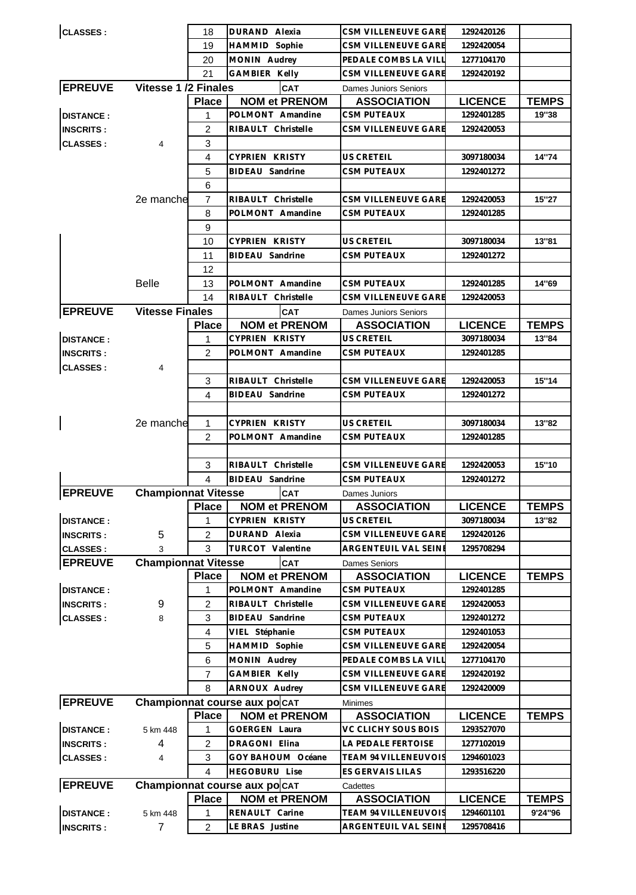| | | | | | | |
|---|---|---|---|---|---|---|
| **CLASSES :** | | 18 | DURAND Alexia | CSM VILLENEUVE GARE | 1292420126 | |
| | | 19 | HAMMID Sophie | CSM VILLENEUVE GARE | 1292420054 | |
| | | 20 | MONIN Audrey | PEDALE COMBS LA VILL | 1277104170 | |
| | | 21 | GAMBIER Kelly | CSM VILLENEUVE GARE | 1292420192 | |

| **EPREUVE** | **Vitesse 1 /2 Finales** | | **CAT** | Dames Juniors Seniors | | |
|---|---|---|---|---|---|---|
| | | **Place** | **NOM et PRENOM** | **ASSOCIATION** | **LICENCE** | **TEMPS** |
| **DISTANCE :** | | 1 | POLMONT Amandine | CSM PUTEAUX | 1292401285 | 19''38 |
| **INSCRITS :** | | 2 | RIBAULT Christelle | CSM VILLENEUVE GARE | 1292420053 | |
| **CLASSES :** | 4 | 3 | | | | |
| | | 4 | CYPRIEN KRISTY | US CRETEIL | 3097180034 | 14''74 |
| | | 5 | BIDEAU Sandrine | CSM PUTEAUX | 1292401272 | |
| | | 6 | | | | |
| | 2e manche | 7 | RIBAULT Christelle | CSM VILLENEUVE GARE | 1292420053 | 15''27 |
| | | 8 | POLMONT Amandine | CSM PUTEAUX | 1292401285 | |
| | | 9 | | | | |
| | | 10 | CYPRIEN KRISTY | US CRETEIL | 3097180034 | 13''81 |
| | | 11 | BIDEAU Sandrine | CSM PUTEAUX | 1292401272 | |
| | | 12 | | | | |
| | Belle | 13 | POLMONT Amandine | CSM PUTEAUX | 1292401285 | 14''69 |
| | | 14 | RIBAULT Christelle | CSM VILLENEUVE GARE | 1292420053 | |

| **EPREUVE** | **Vitesse Finales** | | **CAT** | Dames Juniors Seniors | | |
|---|---|---|---|---|---|---|
| | | **Place** | **NOM et PRENOM** | **ASSOCIATION** | **LICENCE** | **TEMPS** |
| **DISTANCE :** | | 1 | CYPRIEN KRISTY | US CRETEIL | 3097180034 | 13''84 |
| **INSCRITS :** | | 2 | POLMONT Amandine | CSM PUTEAUX | 1292401285 | |
| **CLASSES :** | 4 | | | | | |
| | | 3 | RIBAULT Christelle | CSM VILLENEUVE GARE | 1292420053 | 15''14 |
| | | 4 | BIDEAU Sandrine | CSM PUTEAUX | 1292401272 | |
| | | | | | | |
| | 2e manche | 1 | CYPRIEN KRISTY | US CRETEIL | 3097180034 | 13''82 |
| | | 2 | POLMONT Amandine | CSM PUTEAUX | 1292401285 | |
| | | | | | | |
| | | 3 | RIBAULT Christelle | CSM VILLENEUVE GARE | 1292420053 | 15''10 |
| | | 4 | BIDEAU Sandrine | CSM PUTEAUX | 1292401272 | |

| **EPREUVE** | **Championnat Vitesse** | | **CAT** | Dames Juniors | | |
|---|---|---|---|---|---|---|
| | | **Place** | **NOM et PRENOM** | **ASSOCIATION** | **LICENCE** | **TEMPS** |
| **DISTANCE :** | | 1 | CYPRIEN KRISTY | US CRETEIL | 3097180034 | 13''82 |
| **INSCRITS :** | 5 | 2 | DURAND Alexia | CSM VILLENEUVE GARE | 1292420126 | |
| **CLASSES :** | 3 | 3 | TURCOT Valentine | ARGENTEUIL VAL SEINE | 1295708294 | |

| **EPREUVE** | **Championnat Vitesse** | | **CAT** | Dames Seniors | | |
|---|---|---|---|---|---|---|
| | | **Place** | **NOM et PRENOM** | **ASSOCIATION** | **LICENCE** | **TEMPS** |
| **DISTANCE :** | | 1 | POLMONT Amandine | CSM PUTEAUX | 1292401285 | |
| **INSCRITS :** | 9 | 2 | RIBAULT Christelle | CSM VILLENEUVE GARE | 1292420053 | |
| **CLASSES :** | 8 | 3 | BIDEAU Sandrine | CSM PUTEAUX | 1292401272 | |
| | | 4 | VIEL Stéphanie | CSM PUTEAUX | 1292401053 | |
| | | 5 | HAMMID Sophie | CSM VILLENEUVE GARE | 1292420054 | |
| | | 6 | MONIN Audrey | PEDALE COMBS LA VILL | 1277104170 | |
| | | 7 | GAMBIER Kelly | CSM VILLENEUVE GARE | 1292420192 | |
| | | 8 | ARNOUX Audrey | CSM VILLENEUVE GARE | 1292420009 | |

| **EPREUVE** | **Championnat course aux po** | | **CAT** | Minimes | | |
|---|---|---|---|---|---|---|
| | | **Place** | **NOM et PRENOM** | **ASSOCIATION** | **LICENCE** | **TEMPS** |
| **DISTANCE :** | 5 km 448 | 1 | GOERGEN Laura | VC CLICHY SOUS BOIS | 1293527070 | |
| **INSCRITS :** | 4 | 2 | DRAGONI Elina | LA PEDALE FERTOISE | 1277102019 | |
| **CLASSES :** | 4 | 3 | GOY BAHOUM Océane | TEAM 94 VILLENEUVOIS | 1294601023 | |
| | | 4 | HEGOBURU Lise | ES GERVAIS LILAS | 1293516220 | |

| **EPREUVE** | **Championnat course aux po** | | **CAT** | Cadettes | | |
|---|---|---|---|---|---|---|
| | | **Place** | **NOM et PRENOM** | **ASSOCIATION** | **LICENCE** | **TEMPS** |
| **DISTANCE :** | 5 km 448 | 1 | RENAULT Carine | TEAM 94 VILLENEUVOIS | 1294601101 | 9'24''96 |
| **INSCRITS :** | 7 | 2 | LE BRAS Justine | ARGENTEUIL VAL SEINE | 1295708416 | |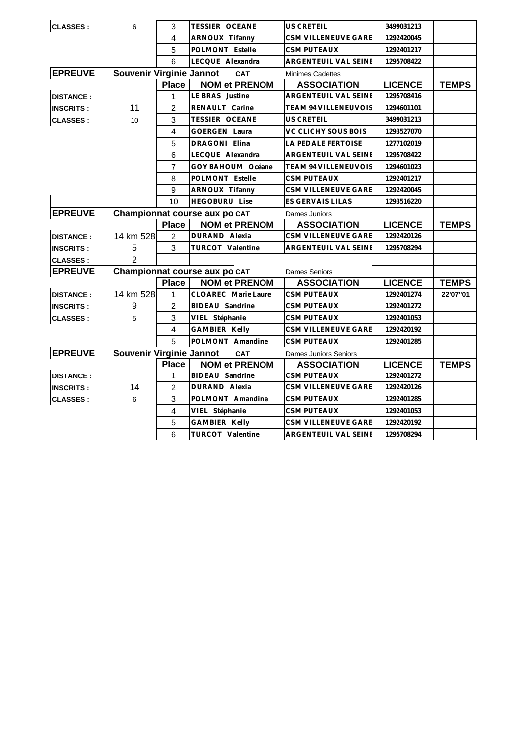| | | | | | | |
|---|---|---|---|---|---|---|
| **CLASSES :** | 6 | 3 | **TESSIER OCEANE** | **US CRETEIL** | **3499031213** | |
| | | 4 | **ARNOUX Tifanny** | **CSM VILLENEUVE GARE** | **1292420045** | |
| | | 5 | **POLMONT Estelle** | **CSM PUTEAUX** | **1292401217** | |
| | | 6 | **LECQUE Alexandra** | **ARGENTEUIL VAL SEINE** | **1295708422** | |

| **EPREUVE** | **Souvenir Virginie Jannot** | | **CAT** | Minimes Cadettes | | |
|---|---|---|---|---|---|---|
| | | **Place** | **NOM et PRENOM** | **ASSOCIATION** | **LICENCE** | **TEMPS** |
| **DISTANCE :** | | 1 | **LE BRAS Justine** | **ARGENTEUIL VAL SEINE** | **1295708416** | |
| **INSCRITS :** | 11 | 2 | **RENAULT Carine** | **TEAM 94 VILLENEUVOIS** | **1294601101** | |
| **CLASSES :** | 10 | 3 | **TESSIER OCEANE** | **US CRETEIL** | **3499031213** | |
| | | 4 | **GOERGEN Laura** | **VC CLICHY SOUS BOIS** | **1293527070** | |
| | | 5 | **DRAGONI Elina** | **LA PEDALE FERTOISE** | **1277102019** | |
| | | 6 | **LECQUE Alexandra** | **ARGENTEUIL VAL SEINE** | **1295708422** | |
| | | 7 | **GOY BAHOUM Océane** | **TEAM 94 VILLENEUVOIS** | **1294601023** | |
| | | 8 | **POLMONT Estelle** | **CSM PUTEAUX** | **1292401217** | |
| | | 9 | **ARNOUX Tifanny** | **CSM VILLENEUVE GARE** | **1292420045** | |
| | | 10 | **HEGOBURU Lise** | **ES GERVAIS LILAS** | **1293516220** | |

| **EPREUVE** | **Championnat course aux po** | | **CAT** | Dames Juniors | | |
|---|---|---|---|---|---|---|
| | | **Place** | **NOM et PRENOM** | **ASSOCIATION** | **LICENCE** | **TEMPS** |
| **DISTANCE :** | 14 km 528 | 2 | **DURAND Alexia** | **CSM VILLENEUVE GARE** | **1292420126** | |
| **INSCRITS :** | 5 | 3 | **TURCOT Valentine** | **ARGENTEUIL VAL SEINE** | **1295708294** | |
| **CLASSES :** | 2 | | | | | |

| **EPREUVE** | **Championnat course aux po** | | **CAT** | Dames Seniors | | |
|---|---|---|---|---|---|---|
| | | **Place** | **NOM et PRENOM** | **ASSOCIATION** | **LICENCE** | **TEMPS** |
| **DISTANCE :** | 14 km 528 | 1 | **CLOAREC Marie Laure** | **CSM PUTEAUX** | **1292401274** | **22'07''01** |
| **INSCRITS :** | 9 | 2 | **BIDEAU Sandrine** | **CSM PUTEAUX** | **1292401272** | |
| **CLASSES :** | 5 | 3 | **VIEL Stéphanie** | **CSM PUTEAUX** | **1292401053** | |
| | | 4 | **GAMBIER Kelly** | **CSM VILLENEUVE GARE** | **1292420192** | |
| | | 5 | **POLMONT Amandine** | **CSM PUTEAUX** | **1292401285** | |

| **EPREUVE** | **Souvenir Virginie Jannot** | | **CAT** | Dames Juniors Seniors | | |
|---|---|---|---|---|---|---|
| | | **Place** | **NOM et PRENOM** | **ASSOCIATION** | **LICENCE** | **TEMPS** |
| **DISTANCE :** | | 1 | **BIDEAU Sandrine** | **CSM PUTEAUX** | **1292401272** | |
| **INSCRITS :** | 14 | 2 | **DURAND Alexia** | **CSM VILLENEUVE GARE** | **1292420126** | |
| **CLASSES :** | 6 | 3 | **POLMONT Amandine** | **CSM PUTEAUX** | **1292401285** | |
| | | 4 | **VIEL Stéphanie** | **CSM PUTEAUX** | **1292401053** | |
| | | 5 | **GAMBIER Kelly** | **CSM VILLENEUVE GARE** | **1292420192** | |
| | | 6 | **TURCOT Valentine** | **ARGENTEUIL VAL SEINE** | **1295708294** | |